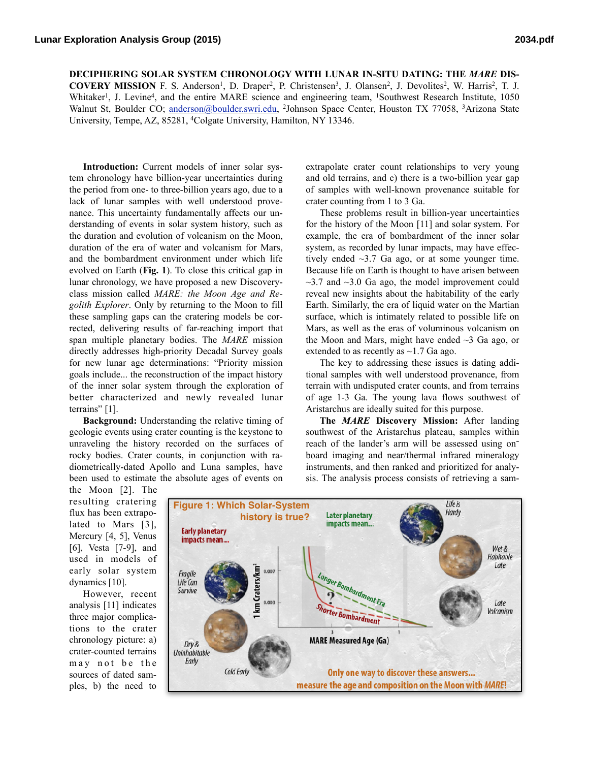**DECIPHERING SOLAR SYSTEM CHRONOLOGY WITH LUNAR IN-SITU DATING: THE *MARE* DISCOVERY MISSION** F. S. Anderson[1], D. Draper[2], P. Christensen[3], J. Olansen[2], J. Devolites[2], W. Harris[2], T. J. Whitaker[1], J. Levine[4], and the entire MARE science and engineering team, [1]Southwest Research Institute, 1050 Walnut St, Boulder CO; anderson@boulder.swri.edu, [2]Johnson Space Center, Houston TX 77058, [3]Arizona State University, Tempe, AZ, 85281, [4]Colgate University, Hamilton, NY 13346.

**Introduction:** Current models of inner solar system chronology have billion-year uncertainties during the period from one- to three-billion years ago, due to a lack of lunar samples with well understood provenance. This uncertainty fundamentally affects our understanding of events in solar system history, such as the duration and evolution of volcanism on the Moon, duration of the era of water and volcanism for Mars, and the bombardment environment under which life evolved on Earth (**Fig. 1**). To close this critical gap in lunar chronology, we have proposed a new Discovery-class mission called *MARE: the Moon Age and Regolith Explorer*. Only by returning to the Moon to fill these sampling gaps can the cratering models be corrected, delivering results of far-reaching import that span multiple planetary bodies. The *MARE* mission directly addresses high-priority Decadal Survey goals for new lunar age determinations: "Priority mission goals include... the reconstruction of the impact history of the inner solar system through the exploration of better characterized and newly revealed lunar terrains" [1].

**Background:** Understanding the relative timing of geologic events using crater counting is the keystone to unraveling the history recorded on the surfaces of rocky bodies. Crater counts, in conjunction with radiometrically-dated Apollo and Luna samples, have been used to estimate the absolute ages of events on the Moon [2]. The resulting cratering flux has been extrapolated to Mars [3], Mercury [4, 5], Venus [6], Vesta [7-9], and used in models of early solar system dynamics [10].

However, recent analysis [11] indicates three major complications to the crater chronology picture: a) crater-counted terrains may not be the sources of dated samples, b) the need to extrapolate crater count relationships to very young and old terrains, and c) there is a two-billion year gap of samples with well-known provenance suitable for crater counting from 1 to 3 Ga.

These problems result in billion-year uncertainties for the history of the Moon [11] and solar system. For example, the era of bombardment of the inner solar system, as recorded by lunar impacts, may have effectively ended ~3.7 Ga ago, or at some younger time. Because life on Earth is thought to have arisen between ~3.7 and ~3.0 Ga ago, the model improvement could reveal new insights about the habitability of the early Earth. Similarly, the era of liquid water on the Martian surface, which is intimately related to possible life on Mars, as well as the eras of voluminous volcanism on the Moon and Mars, might have ended ~3 Ga ago, or extended to as recently as ~1.7 Ga ago.

The key to addressing these issues is dating additional samples with well understood provenance, from terrain with undisputed crater counts, and from terrains of age 1-3 Ga. The young lava flows southwest of Aristarchus are ideally suited for this purpose.

**The *MARE* Discovery Mission:** After landing southwest of the Aristarchus plateau, samples within reach of the lander's arm will be assessed using onboard imaging and near/thermal infrared mineralogy instruments, and then ranked and prioritized for analysis. The analysis process consists of retrieving a sam-

Figure 1: Which Solar-System history is true?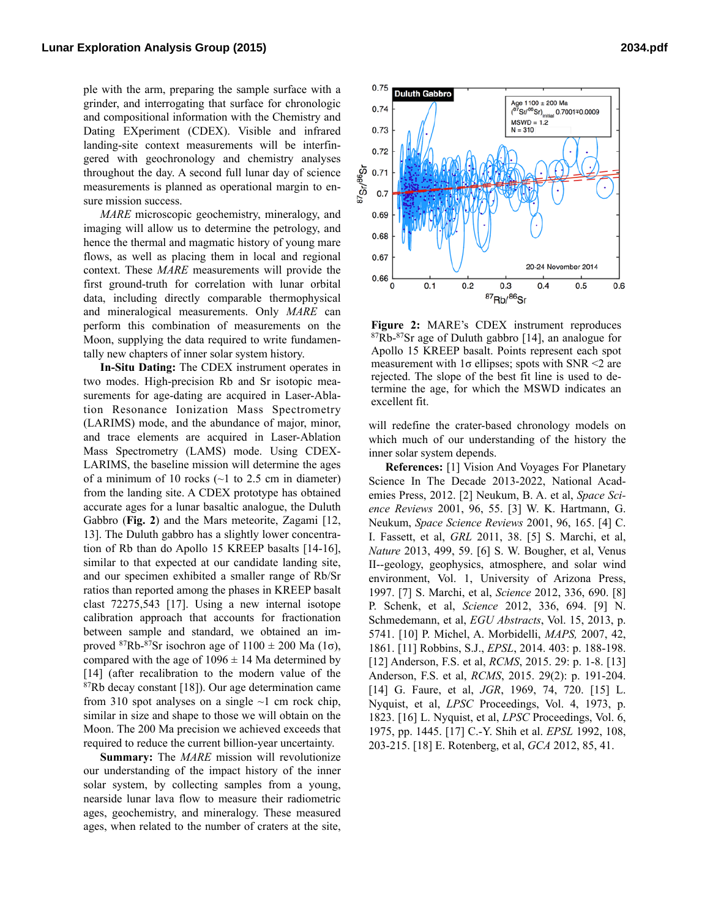ple with the arm, preparing the sample surface with a grinder, and interrogating that surface for chronologic and compositional information with the Chemistry and Dating EXperiment (CDEX). Visible and infrared landing-site context measurements will be interfingered with geochronology and chemistry analyses throughout the day. A second full lunar day of science measurements is planned as operational margin to ensure mission success.

*MARE* microscopic geochemistry, mineralogy, and imaging will allow us to determine the petrology, and hence the thermal and magmatic history of young mare flows, as well as placing them in local and regional context. These *MARE* measurements will provide the first ground-truth for correlation with lunar orbital data, including directly comparable thermophysical and mineralogical measurements. Only *MARE* can perform this combination of measurements on the Moon, supplying the data required to write fundamentally new chapters of inner solar system history.

**In-Situ Dating:** The CDEX instrument operates in two modes. High-precision Rb and Sr isotopic measurements for age-dating are acquired in Laser-Ablation Resonance Ionization Mass Spectrometry (LARIMS) mode, and the abundance of major, minor, and trace elements are acquired in Laser-Ablation Mass Spectrometry (LAMS) mode. Using CDEX-LARIMS, the baseline mission will determine the ages of a minimum of 10 rocks (~1 to 2.5 cm in diameter) from the landing site. A CDEX prototype has obtained accurate ages for a lunar basaltic analogue, the Duluth Gabbro (**Fig. 2**) and the Mars meteorite, Zagami [12, 13]. The Duluth gabbro has a slightly lower concentration of Rb than do Apollo 15 KREEP basalts [14-16], similar to that expected at our candidate landing site, and our specimen exhibited a smaller range of Rb/Sr ratios than reported among the phases in KREEP basalt clast 72275,543 [17]. Using a new internal isotope calibration approach that accounts for fractionation between sample and standard, we obtained an improved $^{87}$Rb-$^{87}$Sr isochron age of 1100 ± 200 Ma (1σ), compared with the age of 1096 ± 14 Ma determined by [14] (after recalibration to the modern value of the $^{87}$Rb decay constant [18]). Our age determination came from 310 spot analyses on a single ~1 cm rock chip, similar in size and shape to those we will obtain on the Moon. The 200 Ma precision we achieved exceeds that required to reduce the current billion-year uncertainty.

**Summary:** The *MARE* mission will revolutionize our understanding of the impact history of the inner solar system, by collecting samples from a young, nearside lunar lava flow to measure their radiometric ages, geochemistry, and mineralogy. These measured ages, when related to the number of craters at the site, will redefine the crater-based chronology models on which much of our understanding of the history the inner solar system depends.

Duluth Gabbro

Age 1100 ± 200 Ma
($^{87}$Sr/$^{86}$Sr)$_{initial}$ 0.7001∓0.0009
MSWD = 1.2
N = 310

20-24 November 2014

$^{87}$Sr/$^{86}$Sr

$^{87}$Rb/$^{86}$Sr

**Figure 2:** MARE's CDEX instrument reproduces $^{87}$Rb-$^{87}$Sr age of Duluth gabbro [14], an analogue for Apollo 15 KREEP basalt. Points represent each spot measurement with 1σ ellipses; spots with SNR <2 are rejected. The slope of the best fit line is used to determine the age, for which the MSWD indicates an excellent fit.

**References:** [1] Vision And Voyages For Planetary Science In The Decade 2013-2022, National Academies Press, 2012. [2] Neukum, B. A. et al, *Space Science Reviews* 2001, 96, 55. [3] W. K. Hartmann, G. Neukum, *Space Science Reviews* 2001, 96, 165. [4] C. I. Fassett, et al, *GRL* 2011, 38. [5] S. Marchi, et al, *Nature* 2013, 499, 59. [6] S. W. Bougher, et al, Venus II--geology, geophysics, atmosphere, and solar wind environment, Vol. 1, University of Arizona Press, 1997. [7] S. Marchi, et al, *Science* 2012, 336, 690. [8] P. Schenk, et al, *Science* 2012, 336, 694. [9] N. Schmedemann, et al, *EGU Abstracts*, Vol. 15, 2013, p. 5741. [10] P. Michel, A. Morbidelli, *MAPS,* 2007, 42, 1861. [11] Robbins, S.J., *EPSL*, 2014. 403: p. 188-198. [12] Anderson, F.S. et al, *RCMS*, 2015. 29: p. 1-8. [13] Anderson, F.S. et al, *RCMS*, 2015. 29(2): p. 191-204. [14] G. Faure, et al, *JGR*, 1969, 74, 720. [15] L. Nyquist, et al, *LPSC* Proceedings, Vol. 4, 1973, p. 1823. [16] L. Nyquist, et al, *LPSC* Proceedings, Vol. 6, 1975, pp. 1445. [17] C.-Y. Shih et al. *EPSL* 1992, 108, 203-215. [18] E. Rotenberg, et al, *GCA* 2012, 85, 41.